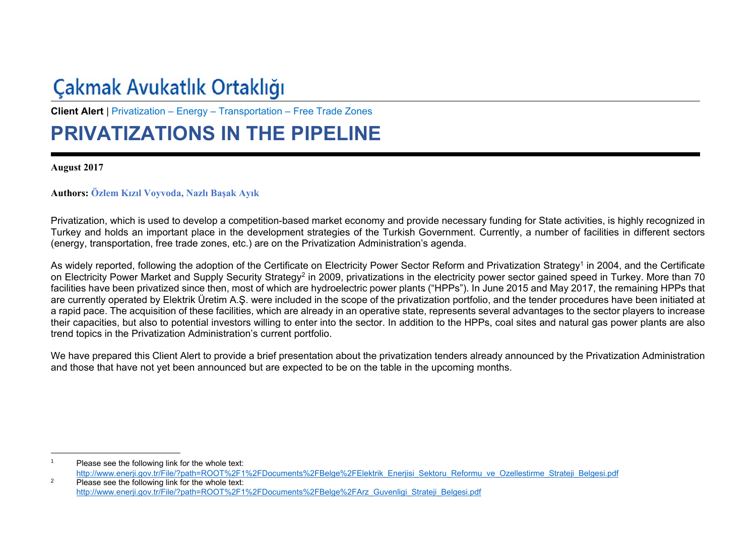Çakmak Avukatlık Ortaklığı

**Client Alert** | Privatization – Energy – Transportation – Free Trade Zones

# PRIVATIZATIONS IN THE PIPELINE

**August 2017**

**Authors:** **Özlem Kızıl Voyvoda, Nazlı Başak Ayık**

Privatization, which is used to develop a competition-based market economy and provide necessary funding for State activities, is highly recognized in Turkey and holds an important place in the development strategies of the Turkish Government. Currently, a number of facilities in different sectors (energy, transportation, free trade zones, etc.) are on the Privatization Administration's agenda.

As widely reported, following the adoption of the Certificate on Electricity Power Sector Reform and Privatization Strategy[1] in 2004, and the Certificate on Electricity Power Market and Supply Security Strategy[2] in 2009, privatizations in the electricity power sector gained speed in Turkey. More than 70 facilities have been privatized since then, most of which are hydroelectric power plants ("HPPs"). In June 2015 and May 2017, the remaining HPPs that are currently operated by Elektrik Üretim A.Ş. were included in the scope of the privatization portfolio, and the tender procedures have been initiated at a rapid pace. The acquisition of these facilities, which are already in an operative state, represents several advantages to the sector players to increase their capacities, but also to potential investors willing to enter into the sector. In addition to the HPPs, coal sites and natural gas power plants are also trend topics in the Privatization Administration's current portfolio.

We have prepared this Client Alert to provide a brief presentation about the privatization tenders already announced by the Privatization Administration and those that have not yet been announced but are expected to be on the table in the upcoming months.

---

[1] Please see the following link for the whole text: http://www.enerji.gov.tr/File/?path=ROOT%2F1%2FDocuments%2FBelge%2FElektrik_Enerjisi_Sektoru_Reformu_ve_Ozellestirme_Strateji_Belgesi.pdf

[2] Please see the following link for the whole text: http://www.enerji.gov.tr/File/?path=ROOT%2F1%2FDocuments%2FBelge%2FArz_Guvenligi_Strateji_Belgesi.pdf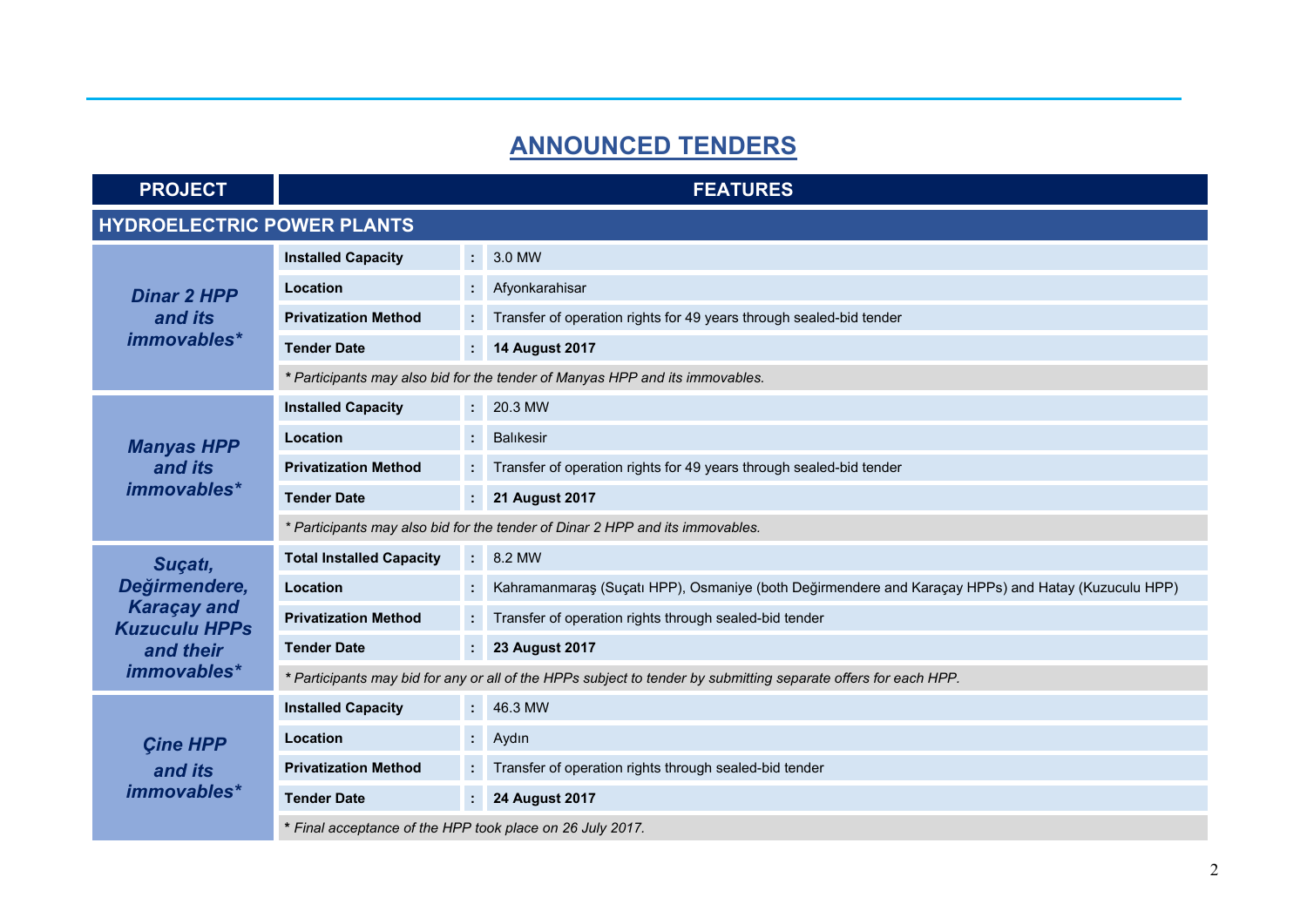# ANNOUNCED TENDERS

| PROJECT | FEATURES | | |
|---|---|---|---|
| **HYDROELECTRIC POWER PLANTS** | | | |
| ***Dinar 2 HPP and its immovables**** | **Installed Capacity** | : | 3.0 MW |
| | **Location** | : | Afyonkarahisar |
| | **Privatization Method** | : | Transfer of operation rights for 49 years through sealed-bid tender |
| | **Tender Date** | : | **14 August 2017** |
| | *\* Participants may also bid for the tender of Manyas HPP and its immovables.* | | |
| ***Manyas HPP and its immovables**** | **Installed Capacity** | : | 20.3 MW |
| | **Location** | : | Balıkesir |
| | **Privatization Method** | : | Transfer of operation rights for 49 years through sealed-bid tender |
| | **Tender Date** | : | **21 August 2017** |
| | *\* Participants may also bid for the tender of Dinar 2 HPP and its immovables.* | | |
| ***Suçatı, Değirmendere, Karaçay and Kuzuculu HPPs and their immovables**** | **Total Installed Capacity** | : | 8.2 MW |
| | **Location** | : | Kahramanmaraş (Suçatı HPP), Osmaniye (both Değirmendere and Karaçay HPPs) and Hatay (Kuzuculu HPP) |
| | **Privatization Method** | : | Transfer of operation rights through sealed-bid tender |
| | **Tender Date** | : | **23 August 2017** |
| | *\* Participants may bid for any or all of the HPPs subject to tender by submitting separate offers for each HPP.* | | |
| ***Çine HPP and its immovables**** | **Installed Capacity** | : | 46.3 MW |
| | **Location** | : | Aydın |
| | **Privatization Method** | : | Transfer of operation rights through sealed-bid tender |
| | **Tender Date** | : | **24 August 2017** |
| | *\* Final acceptance of the HPP took place on 26 July 2017.* | | |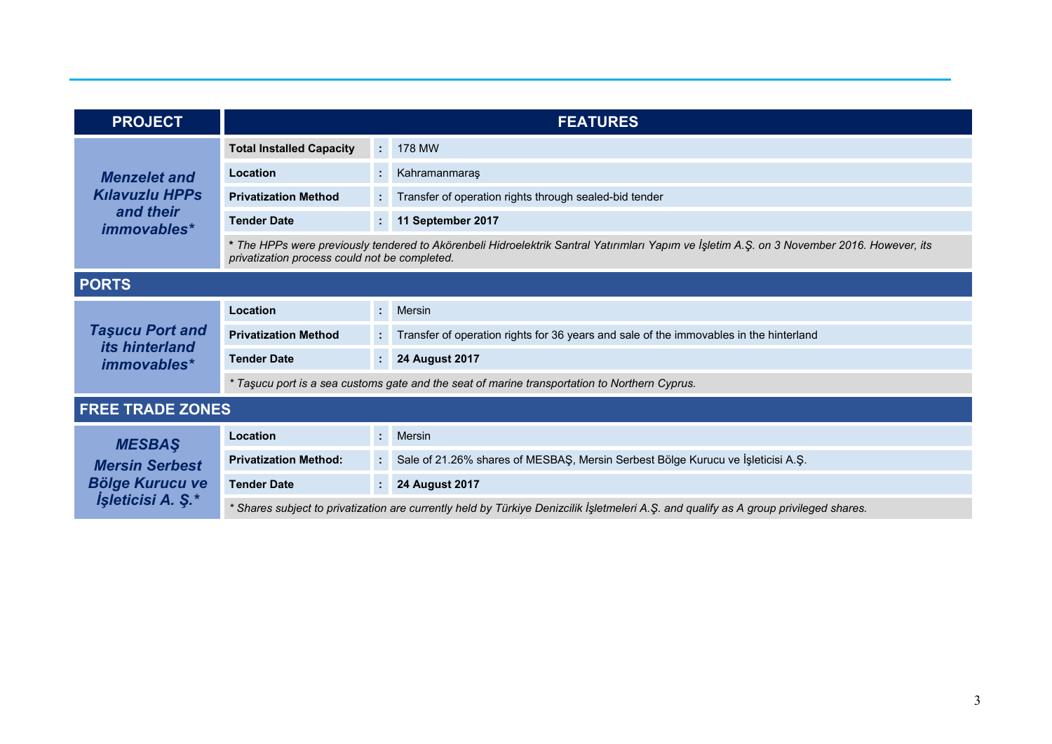| PROJECT | FEATURES | | |
|---|---|---|---|
| ***Menzelet and Kılavuzlu HPPs and their immovables**** | **Total Installed Capacity** | : | 178 MW |
| | **Location** | : | Kahramanmaraş |
| | **Privatization Method** | : | Transfer of operation rights through sealed-bid tender |
| | **Tender Date** | : | **11 September 2017** |
| | ***** *The HPPs were previously tendered to Akörenbeli Hidroelektrik Santral Yatırımları Yapım ve İşletim A.Ş. on 3 November 2016. However, its privatization process could not be completed.* | | |
| **PORTS** | | | |
| ***Taşucu Port and its hinterland immovables**** | **Location** | : | Mersin |
| | **Privatization Method** | : | Transfer of operation rights for 36 years and sale of the immovables in the hinterland |
| | **Tender Date** | : | **24 August 2017** |
| | *\* Taşucu port is a sea customs gate and the seat of marine transportation to Northern Cyprus.* | | |
| **FREE TRADE ZONES** | | | |
| ***MESBAŞ Mersin Serbest Bölge Kurucu ve İşleticisi A. Ş.**** | **Location** | : | Mersin |
| | **Privatization Method:** | : | Sale of 21.26% shares of MESBAŞ, Mersin Serbest Bölge Kurucu ve İşleticisi A.Ş. |
| | **Tender Date** | : | **24 August 2017** |
| | *\* Shares subject to privatization are currently held by Türkiye Denizcilik İşletmeleri A.Ş. and qualify as A group privileged shares.* | | |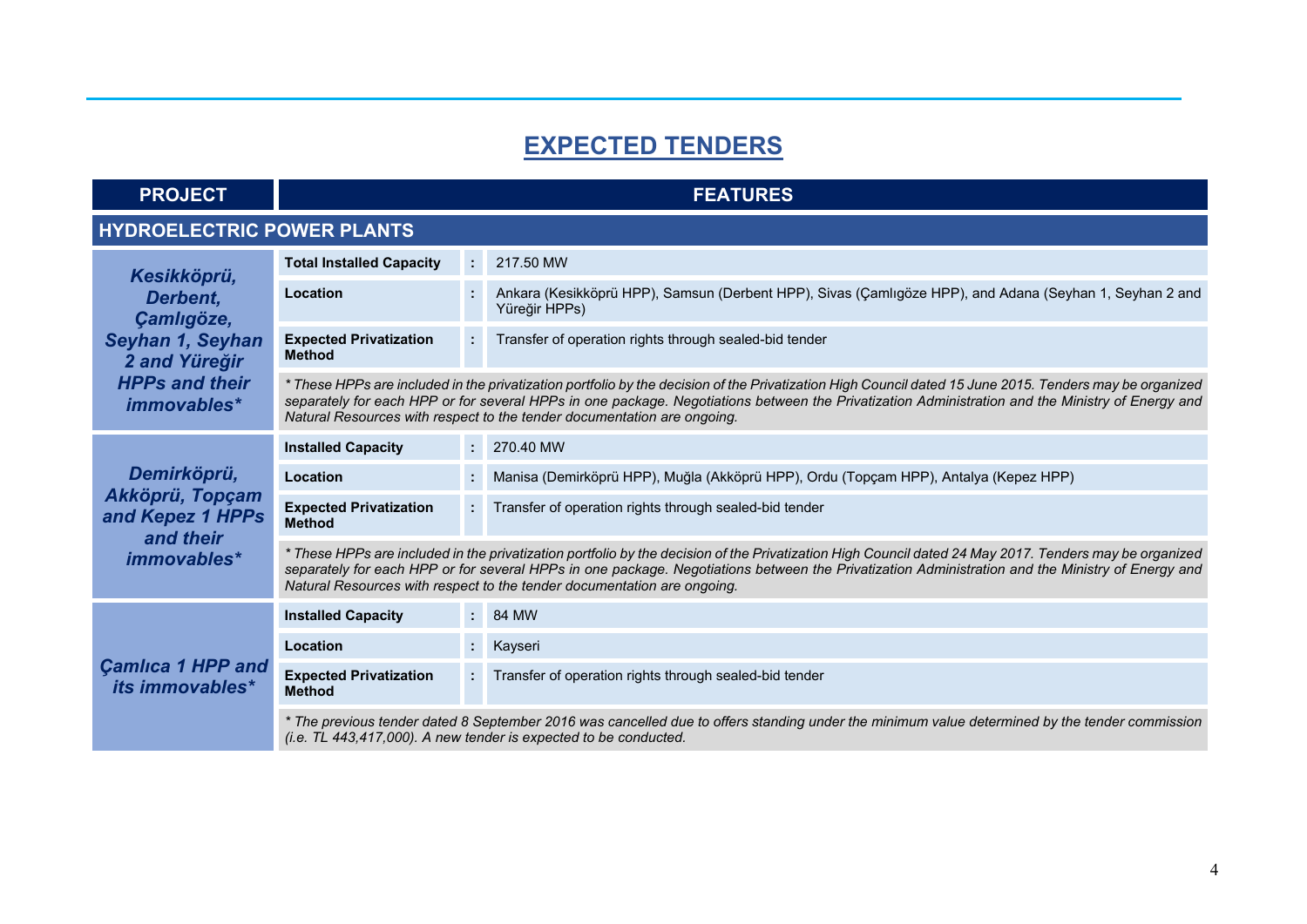# EXPECTED TENDERS

| PROJECT | FEATURES | | |
|---|---|---|---|
| **HYDROELECTRIC POWER PLANTS** | | | |
| ***Kesikköprü, Derbent, Çamlıgöze, Seyhan 1, Seyhan 2 and Yüreğir HPPs and their immovables**** | **Total Installed Capacity** | : | 217.50 MW |
| | **Location** | : | Ankara (Kesikköprü HPP), Samsun (Derbent HPP), Sivas (Çamlıgöze HPP), and Adana (Seyhan 1, Seyhan 2 and Yüreğir HPPs) |
| | **Expected Privatization Method** | : | Transfer of operation rights through sealed-bid tender |
| | *\* These HPPs are included in the privatization portfolio by the decision of the Privatization High Council dated 15 June 2015. Tenders may be organized separately for each HPP or for several HPPs in one package. Negotiations between the Privatization Administration and the Ministry of Energy and Natural Resources with respect to the tender documentation are ongoing.* | | |
| ***Demirköprü, Akköprü, Topçam and Kepez 1 HPPs and their immovables**** | **Installed Capacity** | : | 270.40 MW |
| | **Location** | : | Manisa (Demirköprü HPP), Muğla (Akköprü HPP), Ordu (Topçam HPP), Antalya (Kepez HPP) |
| | **Expected Privatization Method** | : | Transfer of operation rights through sealed-bid tender |
| | *\* These HPPs are included in the privatization portfolio by the decision of the Privatization High Council dated 24 May 2017. Tenders may be organized separately for each HPP or for several HPPs in one package. Negotiations between the Privatization Administration and the Ministry of Energy and Natural Resources with respect to the tender documentation are ongoing.* | | |
| ***Çamlıca 1 HPP and its immovables**** | **Installed Capacity** | : | 84 MW |
| | **Location** | : | Kayseri |
| | **Expected Privatization Method** | : | Transfer of operation rights through sealed-bid tender |
| | *\* The previous tender dated 8 September 2016 was cancelled due to offers standing under the minimum value determined by the tender commission (i.e. TL 443,417,000). A new tender is expected to be conducted.* | | |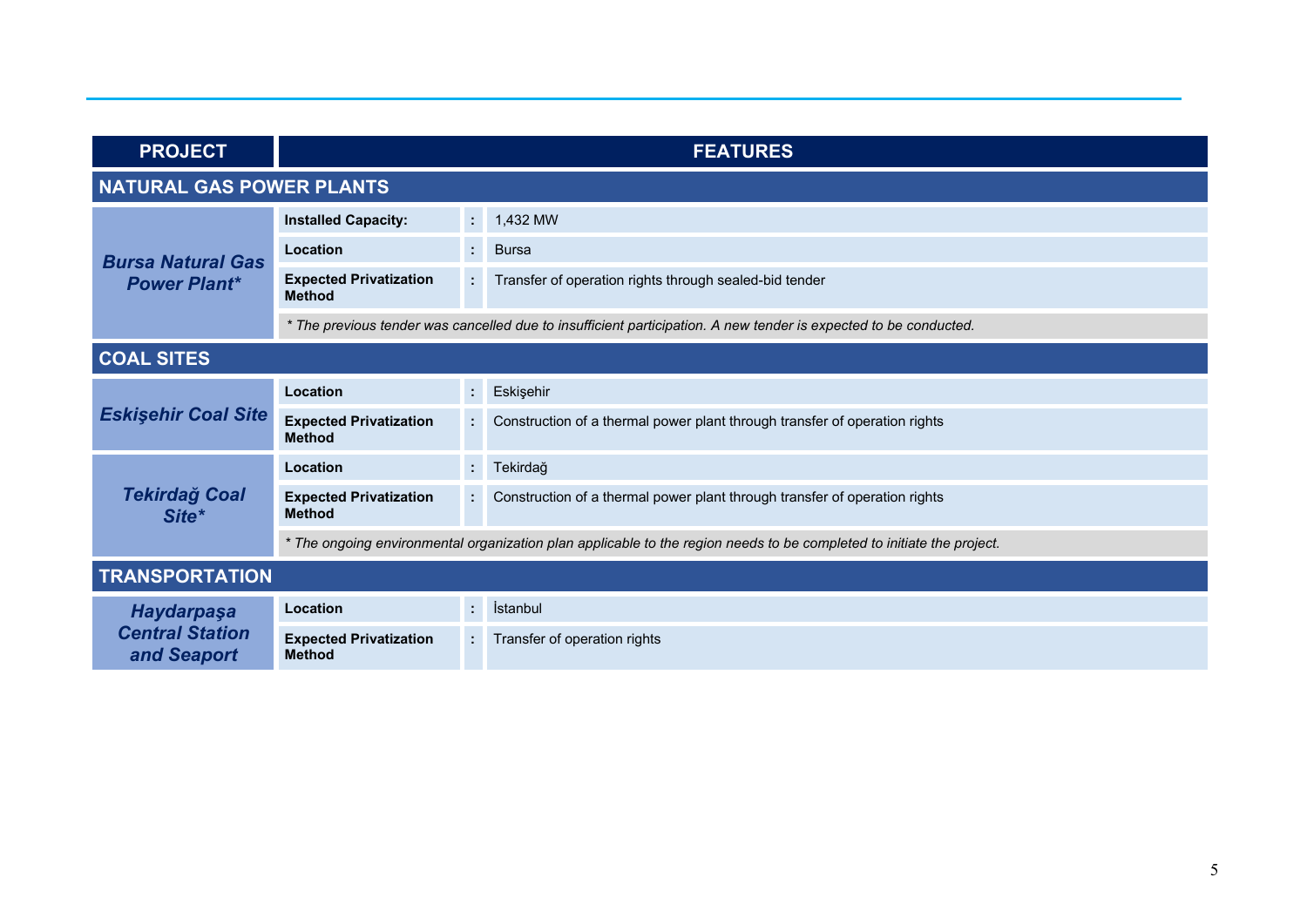| PROJECT | FEATURES | | |
|---|---|---|---|
| **NATURAL GAS POWER PLANTS** | | | |
| ***Bursa Natural Gas Power Plant**** | **Installed Capacity:** | : | 1,432 MW |
| | **Location** | : | Bursa |
| | **Expected Privatization Method** | : | Transfer of operation rights through sealed-bid tender |
| | *\* The previous tender was cancelled due to insufficient participation. A new tender is expected to be conducted.* | | |
| **COAL SITES** | | | |
| ***Eskişehir Coal Site*** | **Location** | : | Eskişehir |
| | **Expected Privatization Method** | : | Construction of a thermal power plant through transfer of operation rights |
| ***Tekirdağ Coal Site**** | **Location** | : | Tekirdağ |
| | **Expected Privatization Method** | : | Construction of a thermal power plant through transfer of operation rights |
| | *\* The ongoing environmental organization plan applicable to the region needs to be completed to initiate the project.* | | |
| **TRANSPORTATION** | | | |
| ***Haydarpaşa Central Station and Seaport*** | **Location** | : | İstanbul |
| | **Expected Privatization Method** | : | Transfer of operation rights |